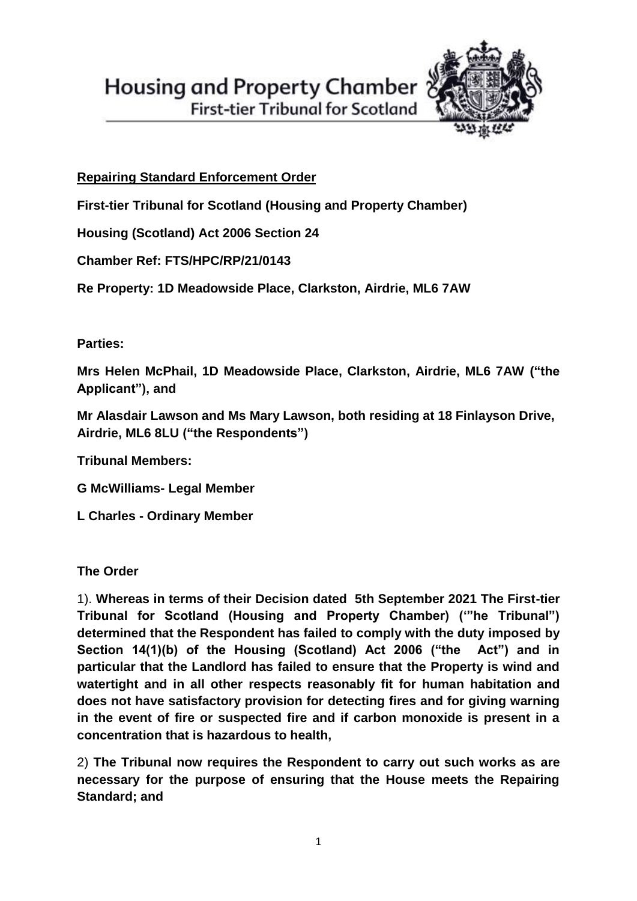Housing and Property Chamber
First-tier Tribunal for Scotland

**Repairing Standard Enforcement Order**

**First-tier Tribunal for Scotland (Housing and Property Chamber)**

**Housing (Scotland) Act 2006 Section 24**

**Chamber Ref: FTS/HPC/RP/21/0143**

**Re Property: 1D Meadowside Place, Clarkston, Airdrie, ML6 7AW**

**Parties:**

**Mrs Helen McPhail, 1D Meadowside Place, Clarkston, Airdrie, ML6 7AW ("the Applicant"), and**

**Mr Alasdair Lawson and Ms Mary Lawson, both residing at 18 Finlayson Drive, Airdrie, ML6 8LU ("the Respondents")**

**Tribunal Members:**

**G McWilliams- Legal Member**

**L Charles - Ordinary Member**

**The Order**

1). **Whereas in terms of their Decision dated 5th September 2021 The First-tier Tribunal for Scotland (Housing and Property Chamber) ('"he Tribunal") determined that the Respondent has failed to comply with the duty imposed by Section 14(1)(b) of the Housing (Scotland) Act 2006 ("the Act") and in particular that the Landlord has failed to ensure that the Property is wind and watertight and in all other respects reasonably fit for human habitation and does not have satisfactory provision for detecting fires and for giving warning in the event of fire or suspected fire and if carbon monoxide is present in a concentration that is hazardous to health,**

2) **The Tribunal now requires the Respondent to carry out such works as are necessary for the purpose of ensuring that the House meets the Repairing Standard; and**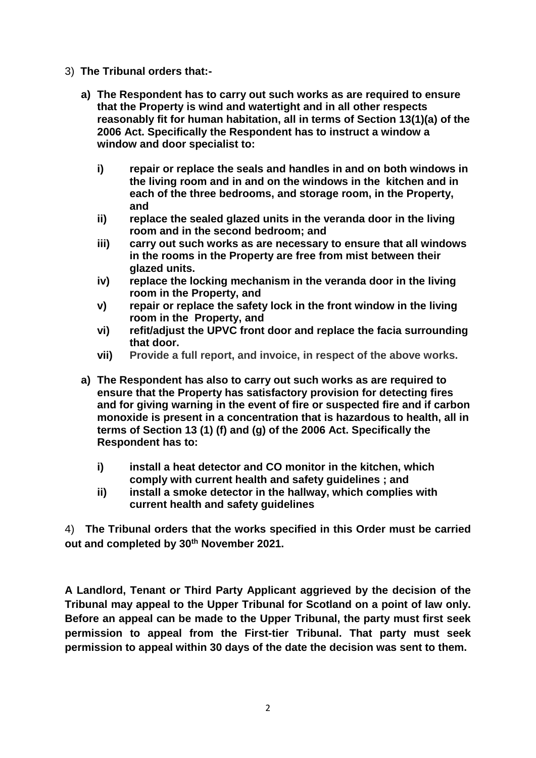3) **The Tribunal orders that:-**

**a) The Respondent has to carry out such works as are required to ensure that the Property is wind and watertight and in all other respects reasonably fit for human habitation, all in terms of Section 13(1)(a) of the 2006 Act. Specifically the Respondent has to instruct a window a window and door specialist to:**

- **i) repair or replace the seals and handles in and on both windows in the living room and in and on the windows in the kitchen and in each of the three bedrooms, and storage room, in the Property, and**
- **ii) replace the sealed glazed units in the veranda door in the living room and in the second bedroom; and**
- **iii) carry out such works as are necessary to ensure that all windows in the rooms in the Property are free from mist between their glazed units.**
- **iv) replace the locking mechanism in the veranda door in the living room in the Property, and**
- **v) repair or replace the safety lock in the front window in the living room in the Property, and**
- **vi) refit/adjust the UPVC front door and replace the facia surrounding that door.**
- **vii) Provide a full report, and invoice, in respect of the above works.**

**a) The Respondent has also to carry out such works as are required to ensure that the Property has satisfactory provision for detecting fires and for giving warning in the event of fire or suspected fire and if carbon monoxide is present in a concentration that is hazardous to health, all in terms of Section 13 (1) (f) and (g) of the 2006 Act. Specifically the Respondent has to:**

- **i) install a heat detector and CO monitor in the kitchen, which comply with current health and safety guidelines ; and**
- **ii) install a smoke detector in the hallway, which complies with current health and safety guidelines**

4) **The Tribunal orders that the works specified in this Order must be carried out and completed by 30th November 2021.**

**A Landlord, Tenant or Third Party Applicant aggrieved by the decision of the Tribunal may appeal to the Upper Tribunal for Scotland on a point of law only. Before an appeal can be made to the Upper Tribunal, the party must first seek permission to appeal from the First-tier Tribunal. That party must seek permission to appeal within 30 days of the date the decision was sent to them.**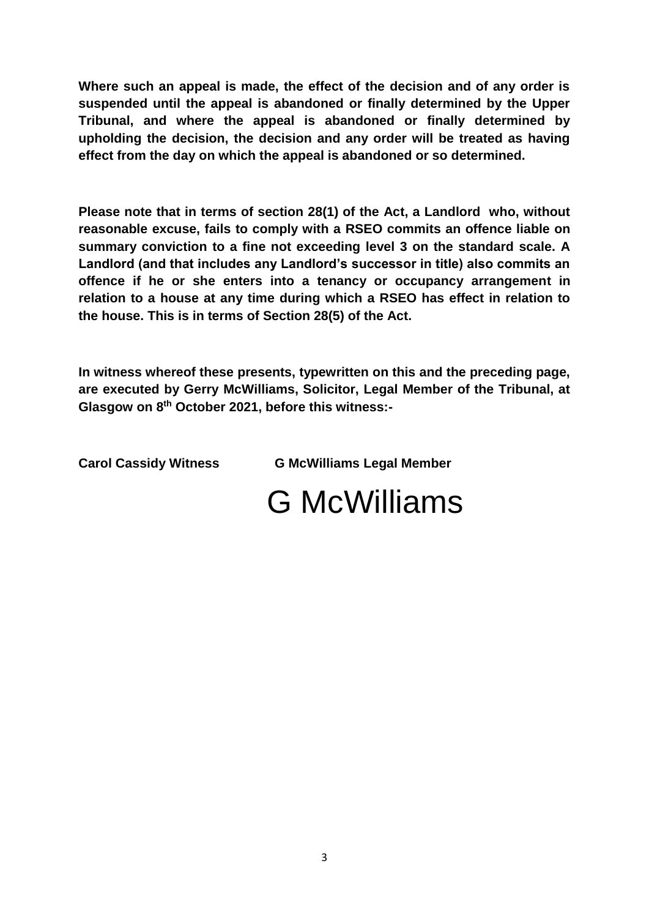**Where such an appeal is made, the effect of the decision and of any order is suspended until the appeal is abandoned or finally determined by the Upper Tribunal, and where the appeal is abandoned or finally determined by upholding the decision, the decision and any order will be treated as having effect from the day on which the appeal is abandoned or so determined.**

**Please note that in terms of section 28(1) of the Act, a Landlord who, without reasonable excuse, fails to comply with a RSEO commits an offence liable on summary conviction to a fine not exceeding level 3 on the standard scale. A Landlord (and that includes any Landlord's successor in title) also commits an offence if he or she enters into a tenancy or occupancy arrangement in relation to a house at any time during which a RSEO has effect in relation to the house. This is in terms of Section 28(5) of the Act.**

**In witness whereof these presents, typewritten on this and the preceding page, are executed by Gerry McWilliams, Solicitor, Legal Member of the Tribunal, at Glasgow on 8th October 2021, before this witness:-**

**Carol Cassidy Witness** **G McWilliams Legal Member**

G McWilliams